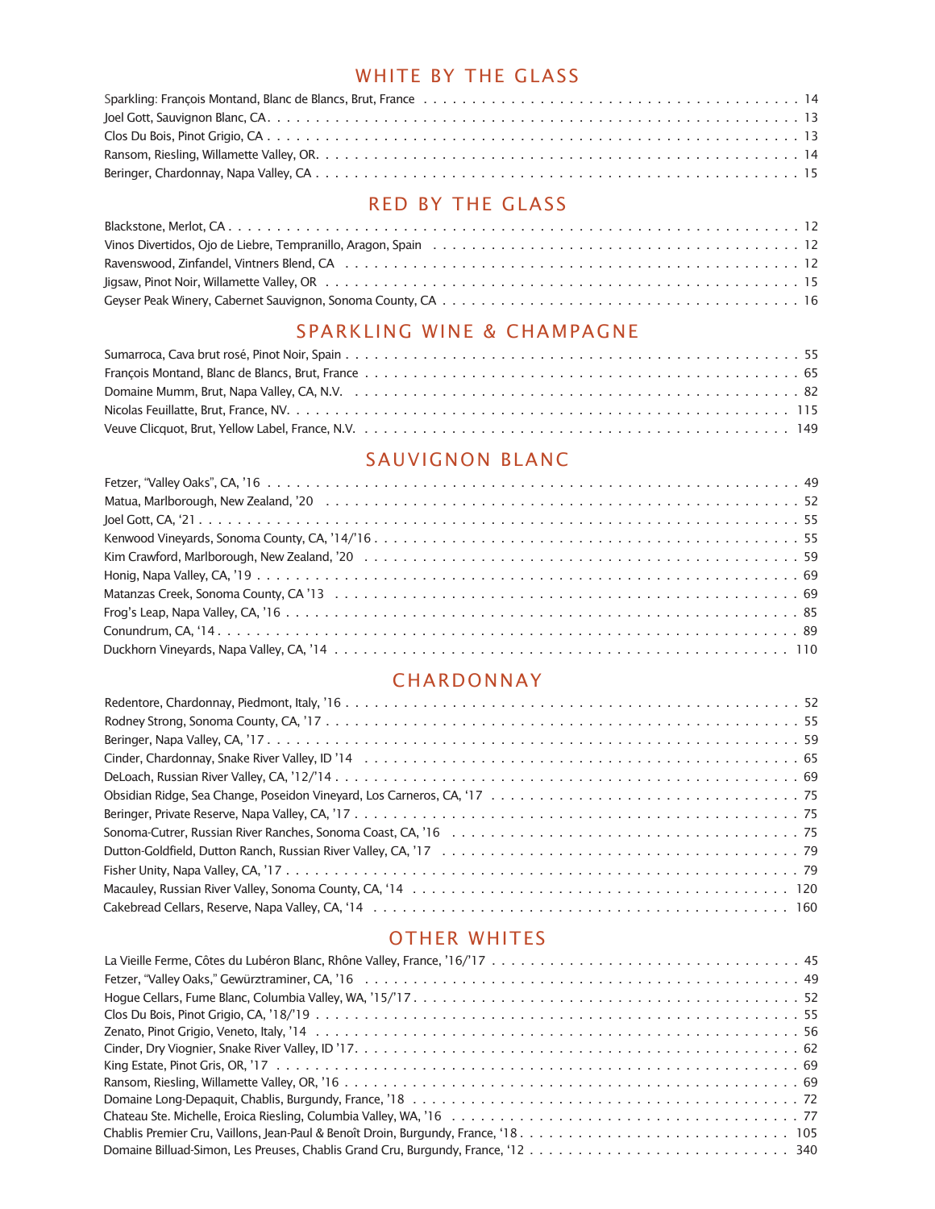## WHITE BY THE GLASS

Sparkling: François Montand, Blanc de Blancs, Brut, France . . . . . 14
Joel Gott, Sauvignon Blanc, CA . . . . . 13
Clos Du Bois, Pinot Grigio, CA . . . . . 13
Ransom, Riesling, Willamette Valley, OR. . . . . . 14
Beringer, Chardonnay, Napa Valley, CA . . . . . 15

## RED BY THE GLASS

Blackstone, Merlot, CA . . . . . 12
Vinos Divertidos, Ojo de Liebre, Tempranillo, Aragon, Spain . . . . . 12
Ravenswood, Zinfandel, Vintners Blend, CA . . . . . 12
Jigsaw, Pinot Noir, Willamette Valley, OR . . . . . 15
Geyser Peak Winery, Cabernet Sauvignon, Sonoma County, CA . . . . . 16

## SPARKLING WINE & CHAMPAGNE

Sumarroca, Cava brut rosé, Pinot Noir, Spain . . . . . 55
François Montand, Blanc de Blancs, Brut, France . . . . . 65
Domaine Mumm, Brut, Napa Valley, CA, N.V. . . . . . 82
Nicolas Feuillatte, Brut, France, NV. . . . . . 115
Veuve Clicquot, Brut, Yellow Label, France, N.V. . . . . . 149

## SAUVIGNON BLANC

Fetzer, "Valley Oaks", CA, '16 . . . . . 49
Matua, Marlborough, New Zealand, '20 . . . . . 52
Joel Gott, CA, '21 . . . . . 55
Kenwood Vineyards, Sonoma County, CA, '14/'16 . . . . . 55
Kim Crawford, Marlborough, New Zealand, '20 . . . . . 59
Honig, Napa Valley, CA, '19 . . . . . 69
Matanzas Creek, Sonoma County, CA '13 . . . . . 69
Frog's Leap, Napa Valley, CA, '16 . . . . . 85
Conundrum, CA, '14 . . . . . 89
Duckhorn Vineyards, Napa Valley, CA, '14 . . . . . 110

## CHARDONNAY

Redentore, Chardonnay, Piedmont, Italy, '16 . . . . . 52
Rodney Strong, Sonoma County, CA, '17 . . . . . 55
Beringer, Napa Valley, CA, '17 . . . . . 59
Cinder, Chardonnay, Snake River Valley, ID '14 . . . . . 65
DeLoach, Russian River Valley, CA, '12/'14 . . . . . 69
Obsidian Ridge, Sea Change, Poseidon Vineyard, Los Carneros, CA, '17 . . . . . 75
Beringer, Private Reserve, Napa Valley, CA, '17 . . . . . 75
Sonoma-Cutrer, Russian River Ranches, Sonoma Coast, CA, '16 . . . . . 75
Dutton-Goldfield, Dutton Ranch, Russian River Valley, CA, '17 . . . . . 79
Fisher Unity, Napa Valley, CA, '17 . . . . . 79
Macauley, Russian River Valley, Sonoma County, CA, '14 . . . . . 120
Cakebread Cellars, Reserve, Napa Valley, CA, '14 . . . . . 160

## OTHER WHITES

La Vieille Ferme, Côtes du Lubéron Blanc, Rhône Valley, France, '16/'17 . . . . . 45
Fetzer, "Valley Oaks," Gewürztraminer, CA, '16 . . . . . 49
Hogue Cellars, Fume Blanc, Columbia Valley, WA, '15/'17 . . . . . 52
Clos Du Bois, Pinot Grigio, CA, '18/'19 . . . . . 55
Zenato, Pinot Grigio, Veneto, Italy, '14 . . . . . 56
Cinder, Dry Viognier, Snake River Valley, ID '17. . . . . . 62
King Estate, Pinot Gris, OR, '17 . . . . . 69
Ransom, Riesling, Willamette Valley, OR, '16 . . . . . 69
Domaine Long-Depaquit, Chablis, Burgundy, France, '18 . . . . . 72
Chateau Ste. Michelle, Eroica Riesling, Columbia Valley, WA, '16 . . . . . 77
Chablis Premier Cru, Vaillons, Jean-Paul & Benoît Droin, Burgundy, France, '18 . . . . . 105
Domaine Billuad-Simon, Les Preuses, Chablis Grand Cru, Burgundy, France, '12 . . . . . 340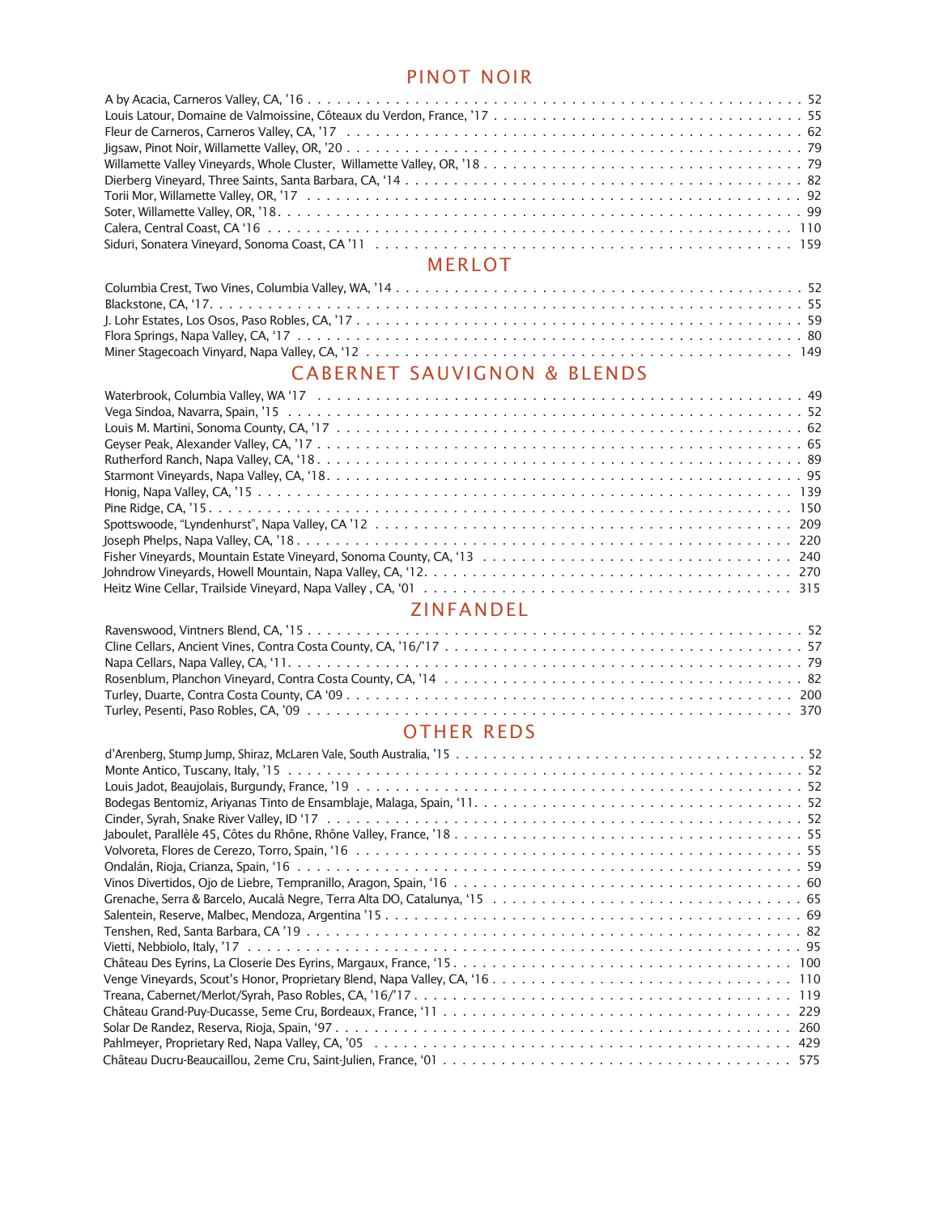## PINOT NOIR

A by Acacia, Carneros Valley, CA, '16 . . . . . 52
Louis Latour, Domaine de Valmoissine, Côteaux du Verdon, France, '17 . . . . . 55
Fleur de Carneros, Carneros Valley, CA, '17 . . . . . 62
Jigsaw, Pinot Noir, Willamette Valley, OR, '20 . . . . . 79
Willamette Valley Vineyards, Whole Cluster, Willamette Valley, OR, '18 . . . . . 79
Dierberg Vineyard, Three Saints, Santa Barbara, CA, '14 . . . . . 82
Torii Mor, Willamette Valley, OR, '17 . . . . . 92
Soter, Willamette Valley, OR, '18. . . . . 99
Calera, Central Coast, CA '16 . . . . . 110
Siduri, Sonatera Vineyard, Sonoma Coast, CA '11 . . . . . 159

## MERLOT

Columbia Crest, Two Vines, Columbia Valley, WA, '14 . . . . . 52
Blackstone, CA, '17. . . . . 55
J. Lohr Estates, Los Osos, Paso Robles, CA, '17 . . . . . 59
Flora Springs, Napa Valley, CA, '17 . . . . . 80
Miner Stagecoach Vinyard, Napa Valley, CA, '12 . . . . . 149

## CABERNET SAUVIGNON & BLENDS

Waterbrook, Columbia Valley, WA '17 . . . . . 49
Vega Sindoa, Navarra, Spain, '15 . . . . . 52
Louis M. Martini, Sonoma County, CA, '17 . . . . . 62
Geyser Peak, Alexander Valley, CA, '17 . . . . . 65
Rutherford Ranch, Napa Valley, CA, '18. . . . . 89
Starmont Vineyards, Napa Valley, CA, '18. . . . . 95
Honig, Napa Valley, CA, '15 . . . . . 139
Pine Ridge, CA, '15. . . . . 150
Spottswoode, "Lyndenhurst", Napa Valley, CA '12 . . . . . 209
Joseph Phelps, Napa Valley, CA, '18 . . . . . 220
Fisher Vineyards, Mountain Estate Vineyard, Sonoma County, CA, '13 . . . . . 240
Johndrow Vineyards, Howell Mountain, Napa Valley, CA, '12. . . . . 270
Heitz Wine Cellar, Trailside Vineyard, Napa Valley , CA, '01 . . . . . 315

## ZINFANDEL

Ravenswood, Vintners Blend, CA, '15 . . . . . 52
Cline Cellars, Ancient Vines, Contra Costa County, CA, '16/'17 . . . . . 57
Napa Cellars, Napa Valley, CA, '11. . . . . 79
Rosenblum, Planchon Vineyard, Contra Costa County, CA, '14 . . . . . 82
Turley, Duarte, Contra Costa County, CA '09 . . . . . 200
Turley, Pesenti, Paso Robles, CA, '09 . . . . . 370

## OTHER REDS

d'Arenberg, Stump Jump, Shiraz, McLaren Vale, South Australia, '15 . . . . . 52
Monte Antico, Tuscany, Italy, '15 . . . . . 52
Louis Jadot, Beaujolais, Burgundy, France, '19 . . . . . 52
Bodegas Bentomiz, Ariyanas Tinto de Ensamblaje, Malaga, Spain, '11. . . . . 52
Cinder, Syrah, Snake River Valley, ID '17 . . . . . 52
Jaboulet, Parallèle 45, Côtes du Rhône, Rhône Valley, France, '18 . . . . . 55
Volvoreta, Flores de Cerezo, Torro, Spain, '16 . . . . . 55
Ondalán, Rioja, Crianza, Spain, '16 . . . . . 59
Vinos Divertidos, Ojo de Liebre, Tempranillo, Aragon, Spain, '16 . . . . . 60
Grenache, Serra & Barcelo, Aucalà Negre, Terra Alta DO, Catalunya, '15 . . . . . 65
Salentein, Reserve, Malbec, Mendoza, Argentina '15 . . . . . 69
Tenshen, Red, Santa Barbara, CA '19 . . . . . 82
Vietti, Nebbiolo, Italy, '17 . . . . . 95
Château Des Eyrins, La Closerie Des Eyrins, Margaux, France, '15. . . . . 100
Venge Vineyards, Scout's Honor, Proprietary Blend, Napa Valley, CA, '16 . . . . . 110
Treana, Cabernet/Merlot/Syrah, Paso Robles, CA, '16/'17. . . . . 119
Château Grand-Puy-Ducasse, 5eme Cru, Bordeaux, France, '11 . . . . . 229
Solar De Randez, Reserva, Rioja, Spain, '97 . . . . . 260
Pahlmeyer, Proprietary Red, Napa Valley, CA, '05 . . . . . 429
Château Ducru-Beaucaillou, 2eme Cru, Saint-Julien, France, '01 . . . . . 575